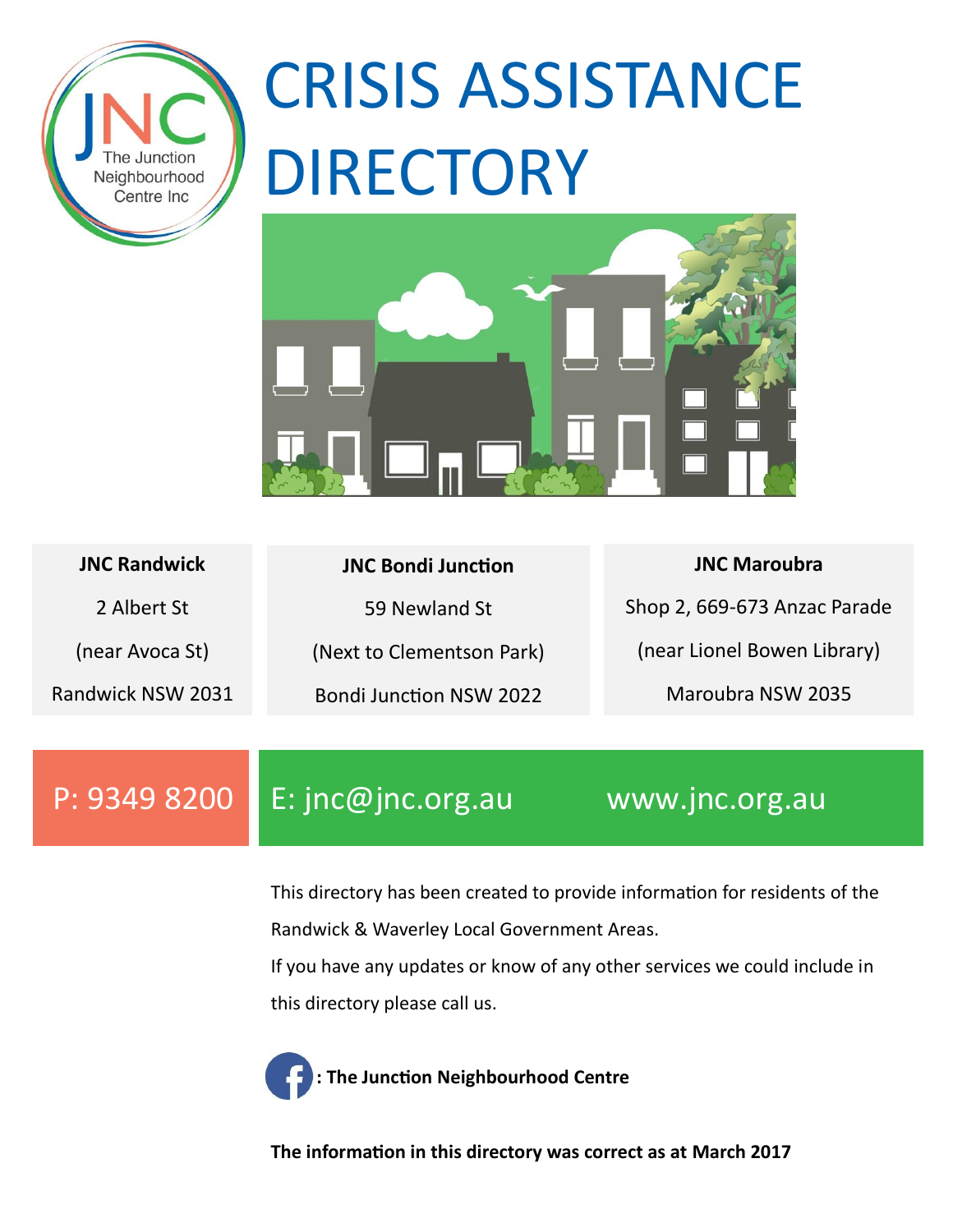# CRISIS ASSISTANCE DIRECTORY

| **JNC Randwick** | **JNC Bondi Junction** | **JNC Maroubra** |
|---|---|---|
| 2 Albert St | 59 Newland St | Shop 2, 669-673 Anzac Parade |
| (near Avoca St) | (Next to Clementson Park) | (near Lionel Bowen Library) |
| Randwick NSW 2031 | Bondi Junction NSW 2022 | Maroubra NSW 2035 |

P: 9349 8200

E: jnc@jnc.org.au

www.jnc.org.au

This directory has been created to provide information for residents of the Randwick & Waverley Local Government Areas.

If you have any updates or know of any other services we could include in this directory please call us.

**: The Junction Neighbourhood Centre**

**The information in this directory was correct as at March 2017**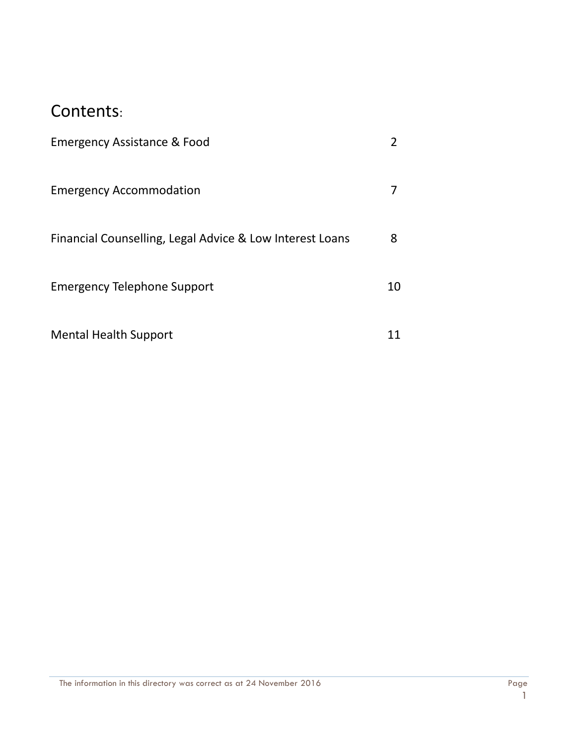# Contents:

| | |
|---|---|
| Emergency Assistance & Food | 2 |
| Emergency Accommodation | 7 |
| Financial Counselling, Legal Advice & Low Interest Loans | 8 |
| Emergency Telephone Support | 10 |
| Mental Health Support | 11 |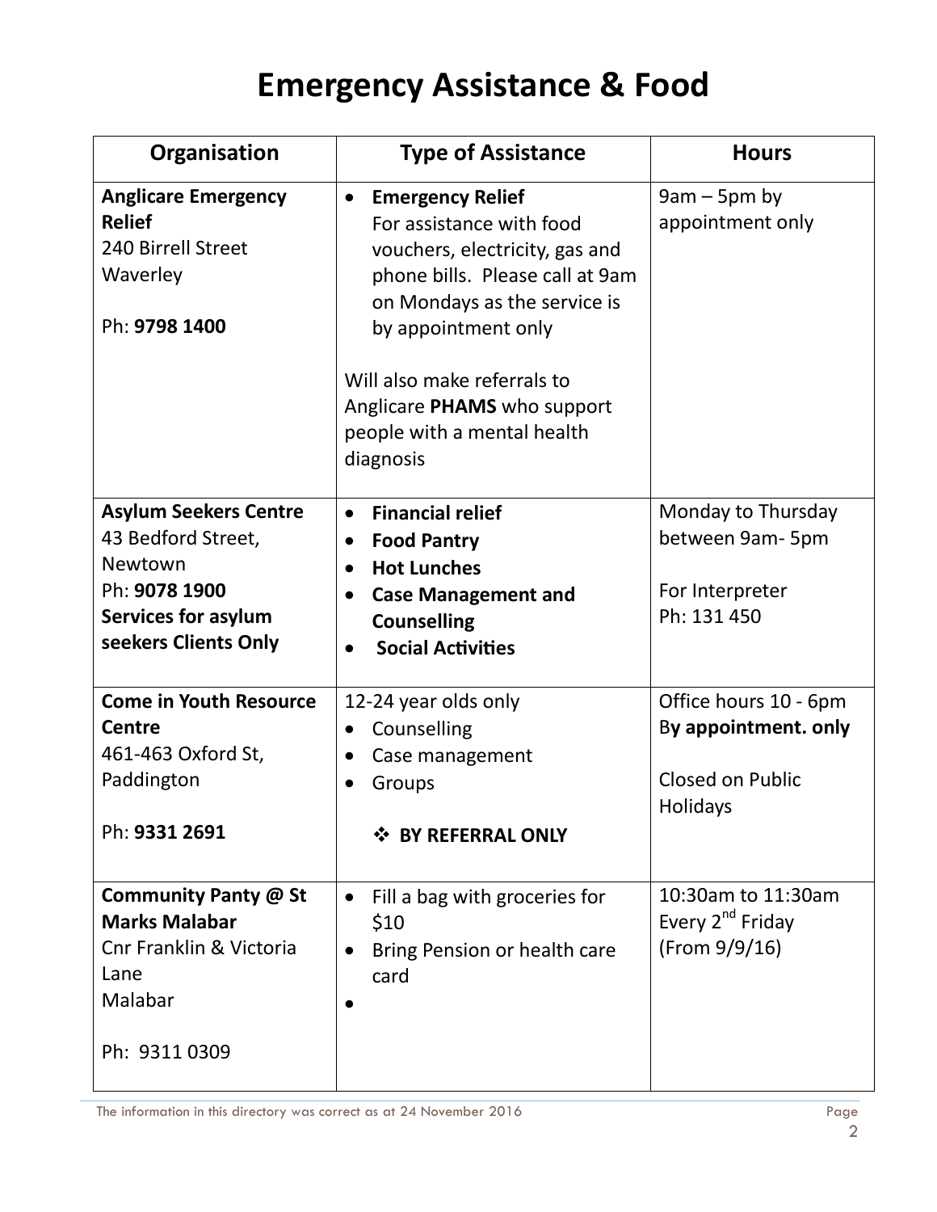# Emergency Assistance & Food

| Organisation | Type of Assistance | Hours |
|---|---|---|
| **Anglicare Emergency Relief**<br>240 Birrell Street<br>Waverley<br><br>Ph: **9798 1400** | • **Emergency Relief**<br>For assistance with food vouchers, electricity, gas and phone bills. Please call at 9am on Mondays as the service is by appointment only<br><br>Will also make referrals to Anglicare **PHAMS** who support people with a mental health diagnosis | 9am – 5pm by appointment only |
| **Asylum Seekers Centre**<br>43 Bedford Street, Newtown<br>Ph: **9078 1900**<br>**Services for asylum seekers Clients Only** | • **Financial relief**<br>• **Food Pantry**<br>• **Hot Lunches**<br>• **Case Management and Counselling**<br>• **Social Activities** | Monday to Thursday between 9am- 5pm<br><br>For Interpreter<br>Ph: 131 450 |
| **Come in Youth Resource Centre**<br>461-463 Oxford St, Paddington<br><br>Ph: **9331 2691** | 12-24 year olds only<br>• Counselling<br>• Case management<br>• Groups<br><br>❖ **BY REFERRAL ONLY** | Office hours 10 - 6pm<br>B**y appointment. only**<br><br>Closed on Public Holidays |
| **Community Panty @ St Marks Malabar**<br>Cnr Franklin & Victoria Lane<br>Malabar<br><br>Ph: 9311 0309 | • Fill a bag with groceries for $10<br>• Bring Pension or health care card<br>• | 10:30am to 11:30am<br>Every 2nd Friday<br>(From 9/9/16) |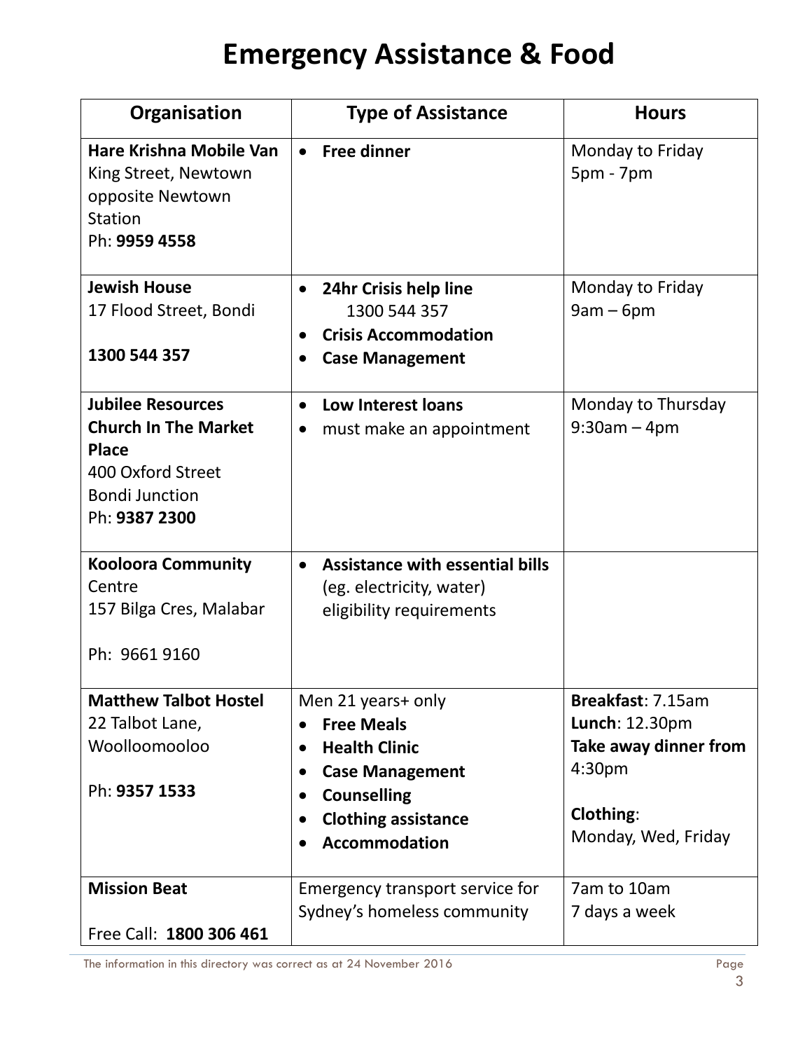# Emergency Assistance & Food

| Organisation | Type of Assistance | Hours |
|---|---|---|
| **Hare Krishna Mobile Van** King Street, Newtown opposite Newtown Station Ph: **9959 4558** | • **Free dinner** | Monday to Friday 5pm - 7pm |
| **Jewish House** 17 Flood Street, Bondi **1300 544 357** | • **24hr Crisis help line** 1300 544 357 • **Crisis Accommodation** • **Case Management** | Monday to Friday 9am – 6pm |
| **Jubilee Resources Church In The Market Place** 400 Oxford Street Bondi Junction Ph: **9387 2300** | • **Low Interest loans** • must make an appointment | Monday to Thursday 9:30am – 4pm |
| **Kooloora Community** Centre 157 Bilga Cres, Malabar Ph: 9661 9160 | • **Assistance with essential bills** (eg. electricity, water) eligibility requirements | |
| **Matthew Talbot Hostel** 22 Talbot Lane, Woolloomooloo Ph: **9357 1533** | Men 21 years+ only • **Free Meals** • **Health Clinic** • **Case Management** • **Counselling** • **Clothing assistance** • **Accommodation** | **Breakfast**: 7.15am **Lunch**: 12.30pm **Take away dinner from** 4:30pm **Clothing**: Monday, Wed, Friday |
| **Mission Beat** Free Call: **1800 306 461** | Emergency transport service for Sydney's homeless community | 7am to 10am 7 days a week |

The information in this directory was correct as at 24 November 2016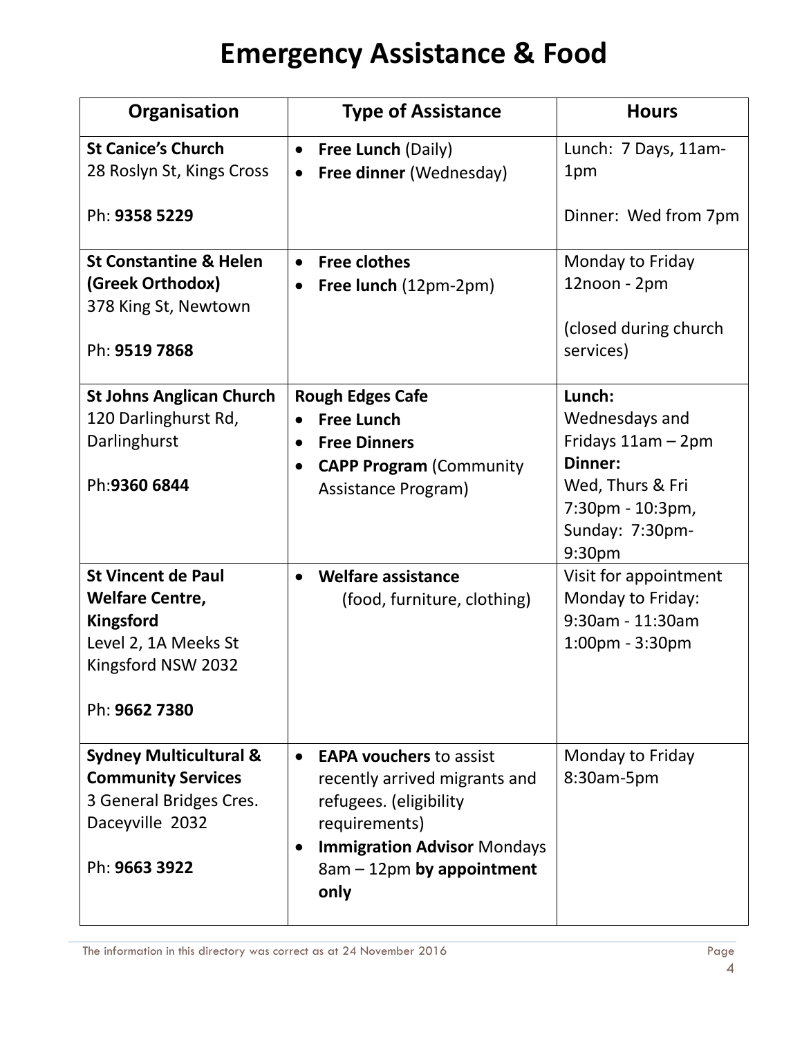# Emergency Assistance & Food

| Organisation | Type of Assistance | Hours |
|---|---|---|
| **St Canice's Church**<br>28 Roslyn St, Kings Cross<br><br>Ph: **9358 5229** | • **Free Lunch** (Daily)<br>• **Free dinner** (Wednesday) | Lunch: 7 Days, 11am-1pm<br><br>Dinner: Wed from 7pm |
| **St Constantine & Helen (Greek Orthodox)**<br>378 King St, Newtown<br><br>Ph: **9519 7868** | • **Free clothes**<br>• **Free lunch** (12pm-2pm) | Monday to Friday 12noon - 2pm<br><br>(closed during church services) |
| **St Johns Anglican Church**<br>120 Darlinghurst Rd, Darlinghurst<br><br>Ph:**9360 6844** | **Rough Edges Cafe**<br>• **Free Lunch**<br>• **Free Dinners**<br>• **CAPP Program** (Community Assistance Program) | **Lunch:**<br>Wednesdays and Fridays 11am – 2pm<br>**Dinner:**<br>Wed, Thurs & Fri 7:30pm - 10:3pm,<br>Sunday: 7:30pm-9:30pm |
| **St Vincent de Paul Welfare Centre, Kingsford**<br>Level 2, 1A Meeks St<br>Kingsford NSW 2032<br><br>Ph: **9662 7380** | • **Welfare assistance** (food, furniture, clothing) | Visit for appointment<br>Monday to Friday:<br>9:30am - 11:30am<br>1:00pm - 3:30pm |
| **Sydney Multicultural & Community Services**<br>3 General Bridges Cres.<br>Daceyville 2032<br><br>Ph: **9663 3922** | • **EAPA vouchers** to assist recently arrived migrants and refugees. (eligibility requirements)<br>• **Immigration Advisor** Mondays 8am – 12pm **by appointment only** | Monday to Friday 8:30am-5pm |

The information in this directory was correct as at 24 November 2016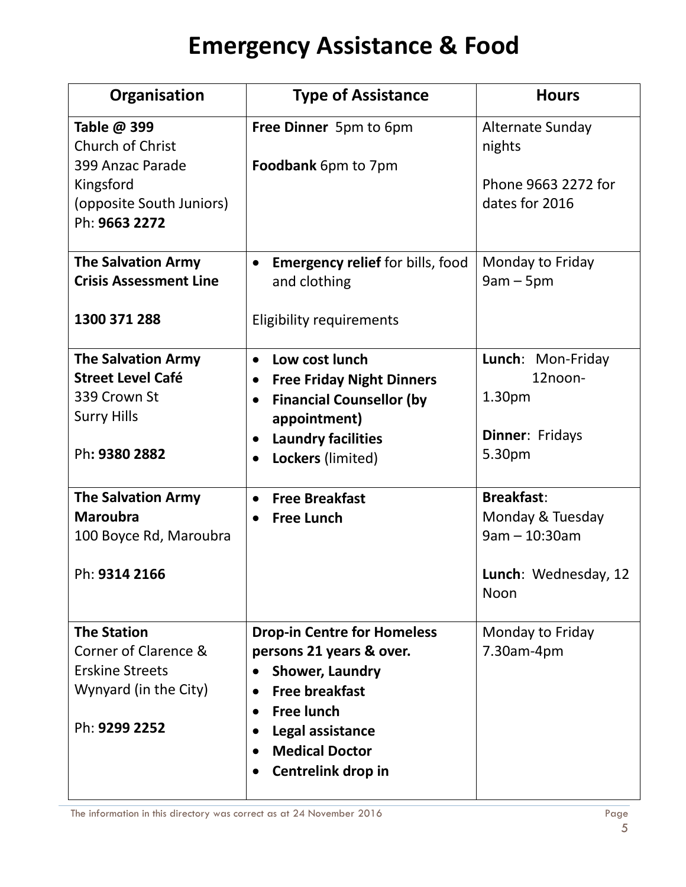# Emergency Assistance & Food

| Organisation | Type of Assistance | Hours |
|---|---|---|
| **Table @ 399**<br>Church of Christ<br>399 Anzac Parade<br>Kingsford<br>(opposite South Juniors)<br>Ph: **9663 2272** | **Free Dinner** 5pm to 6pm<br><br>**Foodbank** 6pm to 7pm | Alternate Sunday nights<br><br>Phone 9663 2272 for dates for 2016 |
| **The Salvation Army Crisis Assessment Line**<br><br>**1300 371 288** | • **Emergency relief** for bills, food and clothing<br><br>Eligibility requirements | Monday to Friday<br>9am – 5pm |
| **The Salvation Army Street Level Café**<br>339 Crown St<br>Surry Hills<br><br>Ph**: 9380 2882** | • **Low cost lunch**<br>• **Free Friday Night Dinners**<br>• **Financial Counsellor (by appointment)**<br>• **Laundry facilities**<br>• **Lockers** (limited) | **Lunch**: Mon-Friday 12noon-1.30pm<br><br>**Dinner**: Fridays 5.30pm |
| **The Salvation Army Maroubra**<br>100 Boyce Rd, Maroubra<br><br>Ph: **9314 2166** | • **Free Breakfast**<br>• **Free Lunch** | **Breakfast**:<br>Monday & Tuesday<br>9am – 10:30am<br><br>**Lunch**: Wednesday, 12 Noon |
| **The Station**<br>Corner of Clarence & Erskine Streets<br>Wynyard (in the City)<br><br>Ph: **9299 2252** | **Drop-in Centre for Homeless persons 21 years & over.**<br>• **Shower, Laundry**<br>• **Free breakfast**<br>• **Free lunch**<br>• **Legal assistance**<br>• **Medical Doctor**<br>• **Centrelink drop in** | Monday to Friday<br>7.30am-4pm |

The information in this directory was correct as at 24 November 2016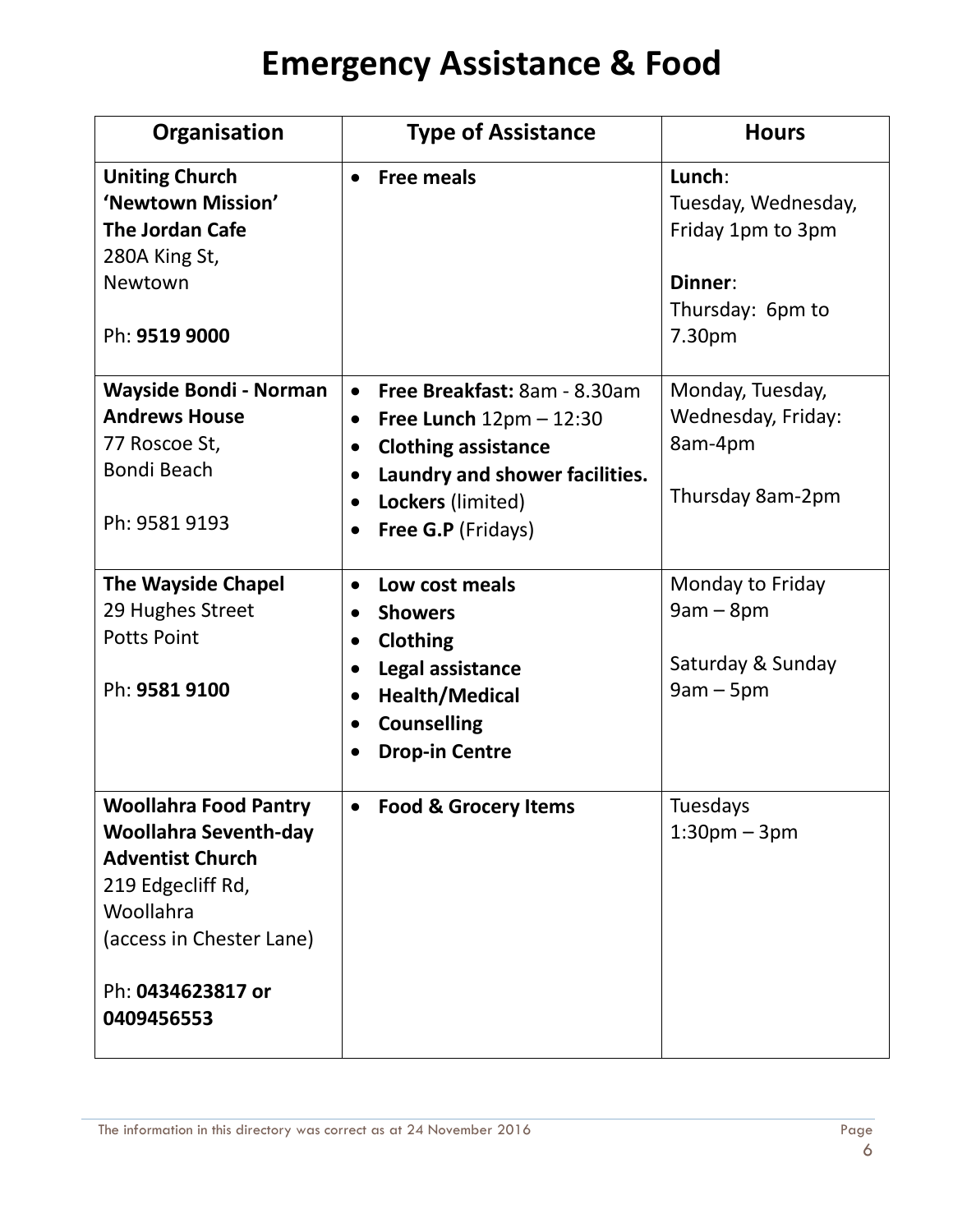# Emergency Assistance & Food

| Organisation | Type of Assistance | Hours |
|---|---|---|
| **Uniting Church 'Newtown Mission' The Jordan Cafe**<br>280A King St, Newtown<br><br>Ph: **9519 9000** | • **Free meals** | **Lunch**:<br>Tuesday, Wednesday, Friday 1pm to 3pm<br><br>**Dinner**:<br>Thursday: 6pm to 7.30pm |
| **Wayside Bondi - Norman Andrews House**<br>77 Roscoe St, Bondi Beach<br><br>Ph: 9581 9193 | • **Free Breakfast:** 8am - 8.30am<br>• **Free Lunch** 12pm – 12:30<br>• **Clothing assistance**<br>• **Laundry and shower facilities.**<br>• **Lockers** (limited)<br>• **Free G.P** (Fridays) | Monday, Tuesday, Wednesday, Friday: 8am-4pm<br><br>Thursday 8am-2pm |
| **The Wayside Chapel**<br>29 Hughes Street<br>Potts Point<br><br>Ph: **9581 9100** | • **Low cost meals**<br>• **Showers**<br>• **Clothing**<br>• **Legal assistance**<br>• **Health/Medical**<br>• **Counselling**<br>• **Drop-in Centre** | Monday to Friday<br>9am – 8pm<br><br>Saturday & Sunday<br>9am – 5pm |
| **Woollahra Food Pantry Woollahra Seventh-day Adventist Church**<br>219 Edgecliff Rd, Woollahra<br>(access in Chester Lane)<br><br>Ph: **0434623817 or 0409456553** | • **Food & Grocery Items** | Tuesdays<br>1:30pm – 3pm |

The information in this directory was correct as at 24 November 2016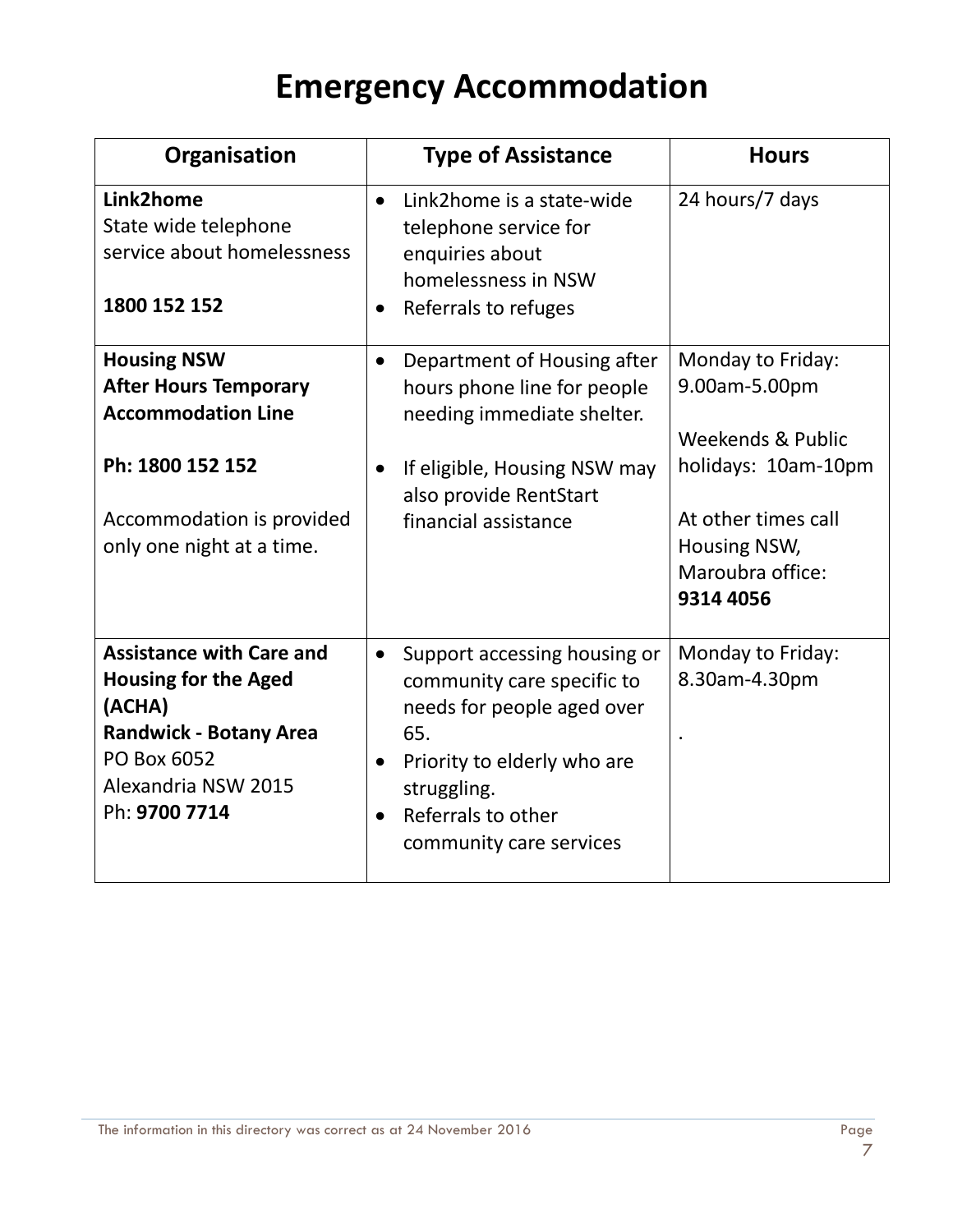# Emergency Accommodation

| Organisation | Type of Assistance | Hours |
| --- | --- | --- |
| **Link2home**<br>State wide telephone service about homelessness<br><br>**1800 152 152** | • Link2home is a state-wide telephone service for enquiries about homelessness in NSW<br>• Referrals to refuges | 24 hours/7 days |
| **Housing NSW**<br>**After Hours Temporary Accommodation Line**<br><br>**Ph: 1800 152 152**<br><br>Accommodation is provided only one night at a time. | • Department of Housing after hours phone line for people needing immediate shelter.<br><br>• If eligible, Housing NSW may also provide RentStart financial assistance | Monday to Friday: 9.00am-5.00pm<br><br>Weekends & Public holidays: 10am-10pm<br><br>At other times call Housing NSW, Maroubra office: **9314 4056** |
| **Assistance with Care and Housing for the Aged (ACHA)**<br>**Randwick - Botany Area**<br>PO Box 6052<br>Alexandria NSW 2015<br>Ph: **9700 7714** | • Support accessing housing or community care specific to needs for people aged over 65.<br>• Priority to elderly who are struggling.<br>• Referrals to other community care services | Monday to Friday: 8.30am-4.30pm<br><br>. |

The information in this directory was correct as at 24 November 2016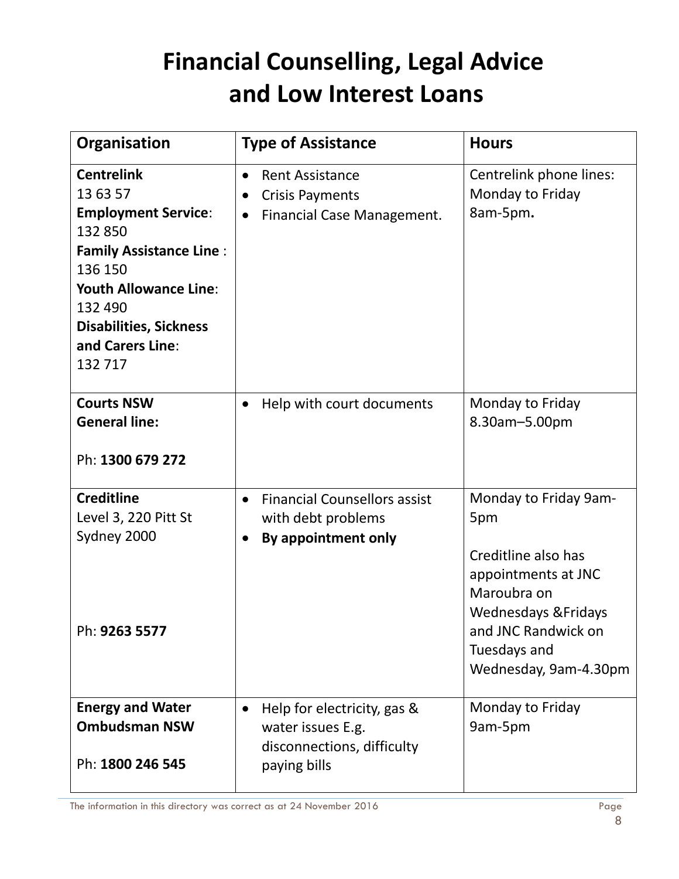# Financial Counselling, Legal Advice and Low Interest Loans

| Organisation | Type of Assistance | Hours |
|---|---|---|
| **Centrelink**<br>13 63 57<br>**Employment Service**:<br>132 850<br>**Family Assistance Line** :<br>136 150<br>**Youth Allowance Line**:<br>132 490<br>**Disabilities, Sickness and Carers Line**:<br>132 717 | • Rent Assistance<br>• Crisis Payments<br>• Financial Case Management. | Centrelink phone lines: Monday to Friday 8am-5pm**.** |
| **Courts NSW**<br>**General line:**<br><br>Ph: **1300 679 272** | • Help with court documents | Monday to Friday 8.30am–5.00pm |
| **Creditline**<br>Level 3, 220 Pitt St<br>Sydney 2000<br><br>Ph: **9263 5577** | • Financial Counsellors assist with debt problems<br>• **By appointment only** | Monday to Friday 9am-5pm<br><br>Creditline also has appointments at JNC Maroubra on Wednesdays &Fridays and JNC Randwick on Tuesdays and Wednesday, 9am-4.30pm |
| **Energy and Water Ombudsman NSW**<br><br>Ph: **1800 246 545** | • Help for electricity, gas & water issues E.g. disconnections, difficulty paying bills | Monday to Friday 9am-5pm |

The information in this directory was correct as at 24 November 2016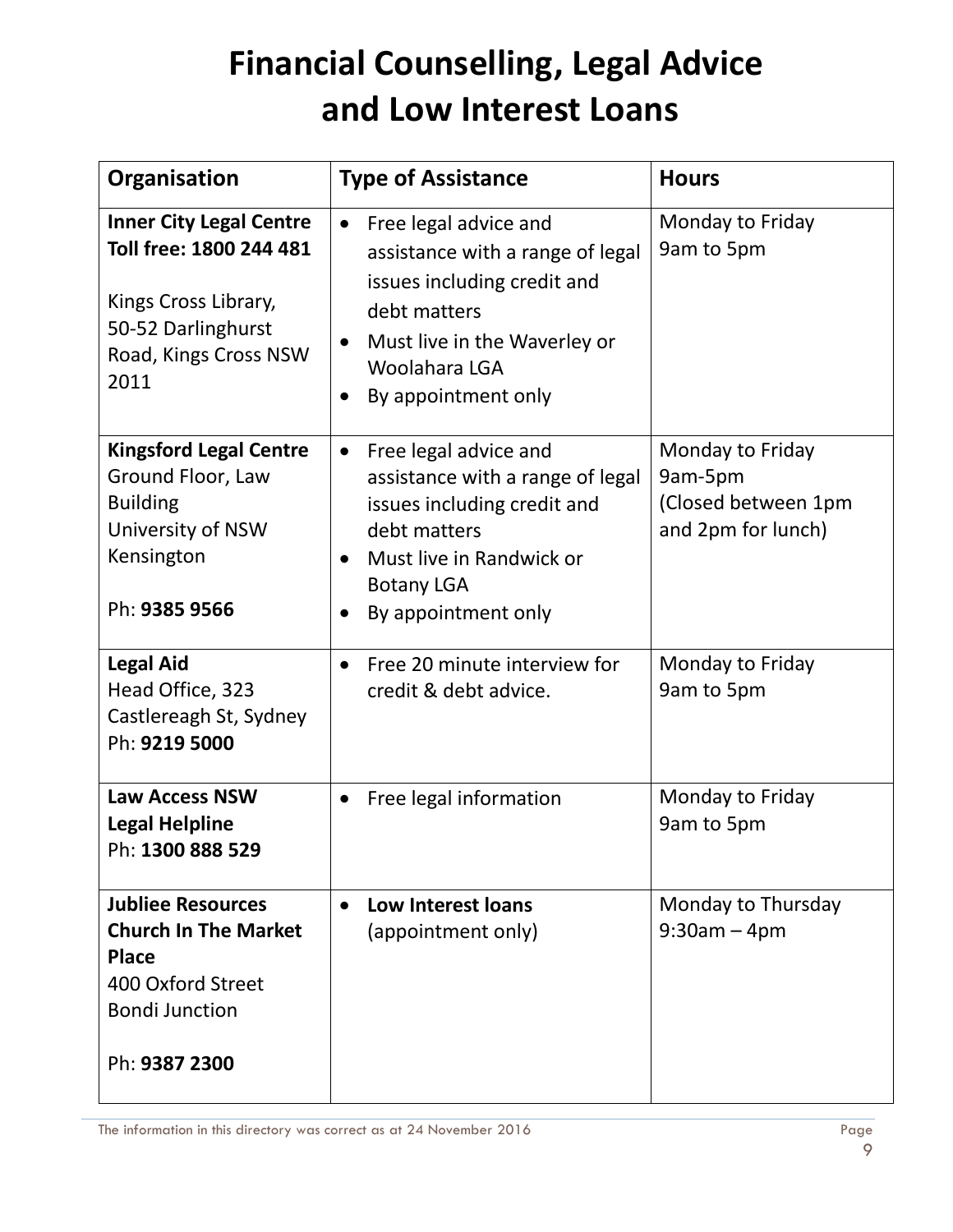# Financial Counselling, Legal Advice and Low Interest Loans

| Organisation | Type of Assistance | Hours |
|---|---|---|
| **Inner City Legal Centre Toll free: 1800 244 481**<br><br>Kings Cross Library, 50-52 Darlinghurst Road, Kings Cross NSW 2011 | • Free legal advice and assistance with a range of legal issues including credit and debt matters<br>• Must live in the Waverley or Woolahara LGA<br>• By appointment only | Monday to Friday<br>9am to 5pm |
| **Kingsford Legal Centre**<br>Ground Floor, Law Building<br>University of NSW<br>Kensington<br><br>Ph: **9385 9566** | • Free legal advice and assistance with a range of legal issues including credit and debt matters<br>• Must live in Randwick or Botany LGA<br>• By appointment only | Monday to Friday<br>9am-5pm<br>(Closed between 1pm and 2pm for lunch) |
| **Legal Aid**<br>Head Office, 323 Castlereagh St, Sydney<br>Ph: **9219 5000** | • Free 20 minute interview for credit & debt advice. | Monday to Friday<br>9am to 5pm |
| **Law Access NSW Legal Helpline**<br>Ph: **1300 888 529** | • Free legal information | Monday to Friday<br>9am to 5pm |
| **Jubliee Resources Church In The Market Place**<br>400 Oxford Street<br>Bondi Junction<br><br>Ph: **9387 2300** | • **Low Interest loans** (appointment only) | Monday to Thursday<br>9:30am – 4pm |

The information in this directory was correct as at 24 November 2016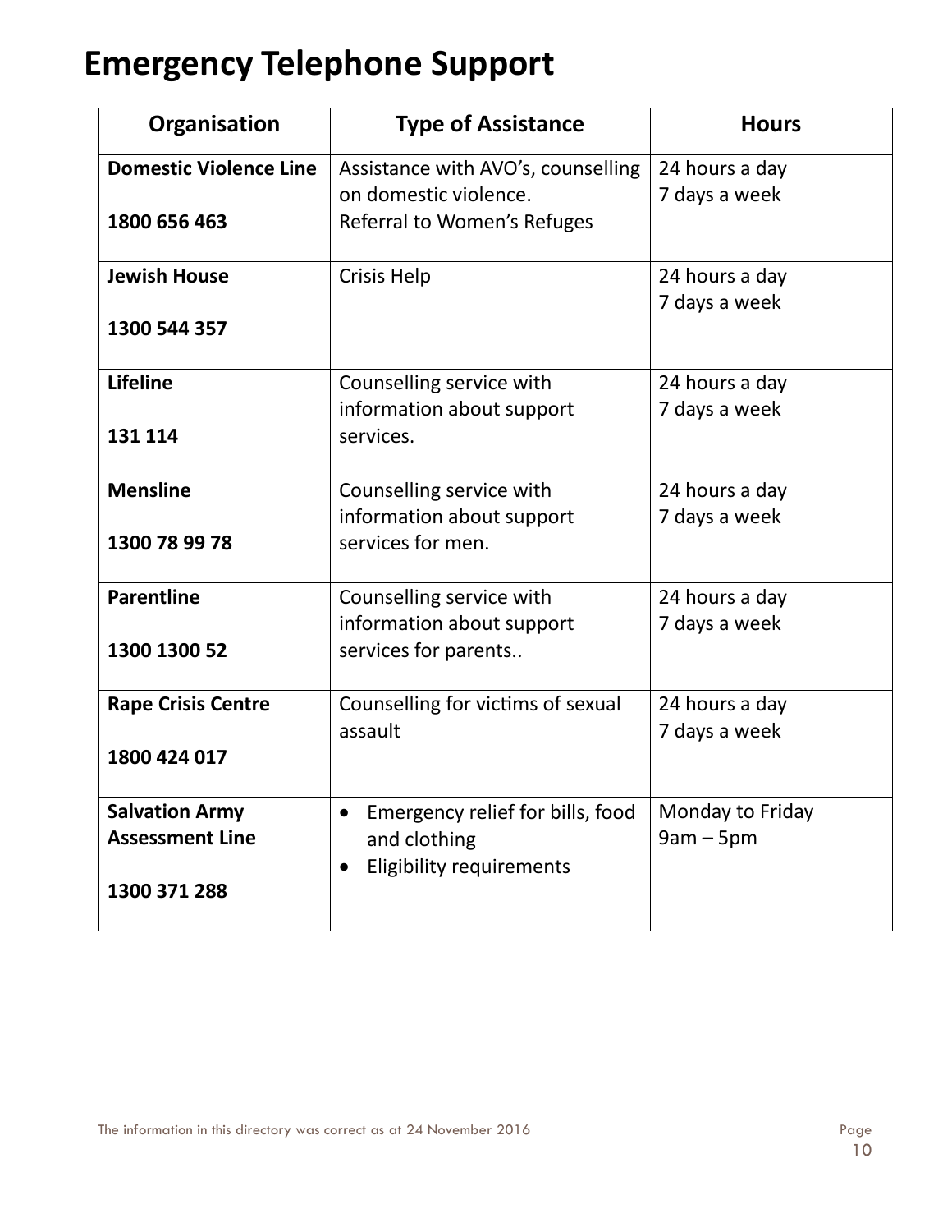# Emergency Telephone Support

| Organisation | Type of Assistance | Hours |
|---|---|---|
| **Domestic Violence Line**<br>**1800 656 463** | Assistance with AVO's, counselling on domestic violence.<br>Referral to Women's Refuges | 24 hours a day<br>7 days a week |
| **Jewish House**<br>**1300 544 357** | Crisis Help | 24 hours a day<br>7 days a week |
| **Lifeline**<br>**131 114** | Counselling service with information about support services. | 24 hours a day<br>7 days a week |
| **Mensline**<br>**1300 78 99 78** | Counselling service with information about support services for men. | 24 hours a day<br>7 days a week |
| **Parentline**<br>**1300 1300 52** | Counselling service with information about support services for parents.. | 24 hours a day<br>7 days a week |
| **Rape Crisis Centre**<br>**1800 424 017** | Counselling for victims of sexual assault | 24 hours a day<br>7 days a week |
| **Salvation Army Assessment Line**<br>**1300 371 288** | • Emergency relief for bills, food and clothing<br>• Eligibility requirements | Monday to Friday<br>9am – 5pm |

The information in this directory was correct as at 24 November 2016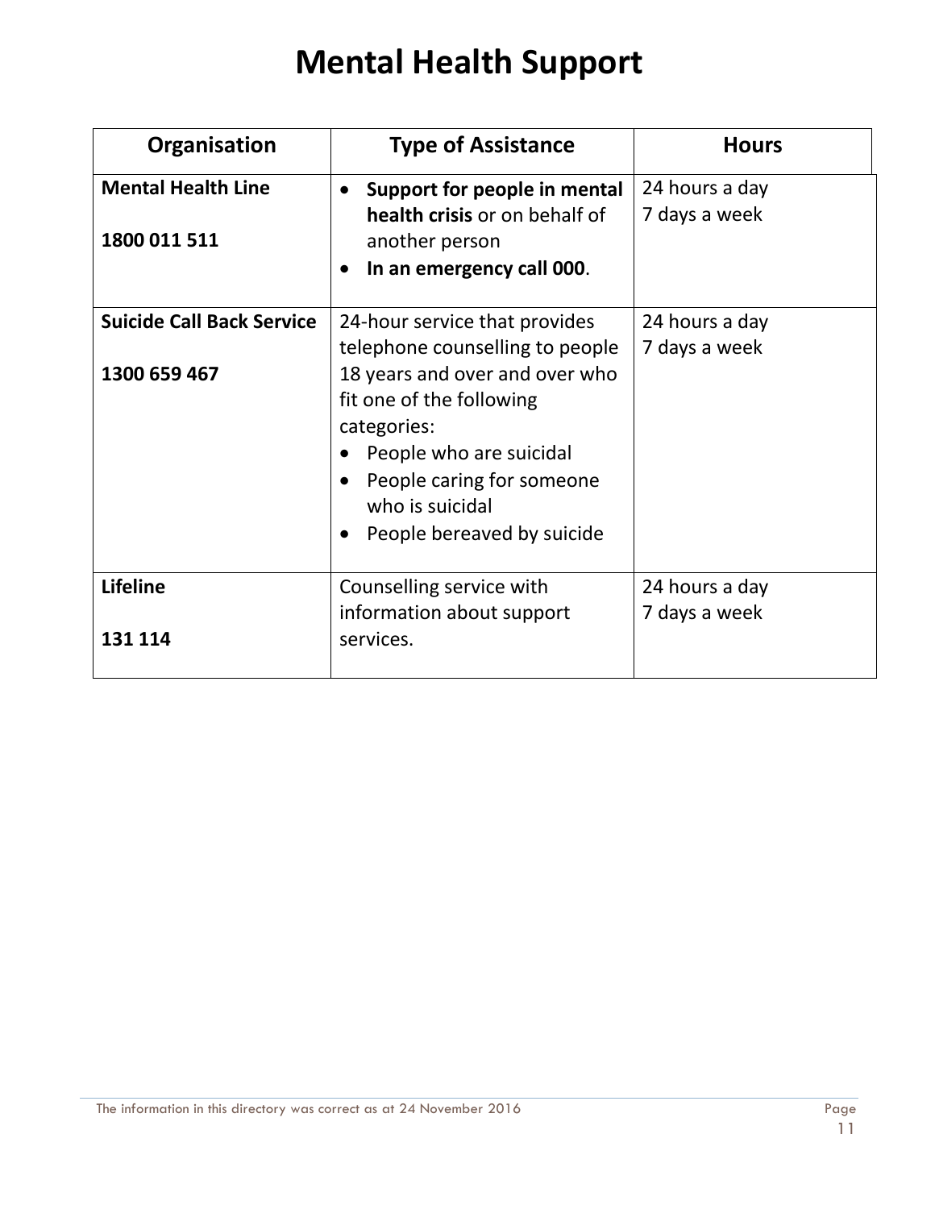# Mental Health Support

| Organisation | Type of Assistance | Hours |
|---|---|---|
| **Mental Health Line**<br><br>**1800 011 511** | • **Support for people in mental health crisis** or on behalf of another person<br>• **In an emergency call 000**. | 24 hours a day<br>7 days a week |
| **Suicide Call Back Service**<br><br>**1300 659 467** | 24-hour service that provides telephone counselling to people 18 years and over and over who fit one of the following categories:<br>• People who are suicidal<br>• People caring for someone who is suicidal<br>• People bereaved by suicide | 24 hours a day<br>7 days a week |
| **Lifeline**<br><br>**131 114** | Counselling service with information about support services. | 24 hours a day<br>7 days a week |